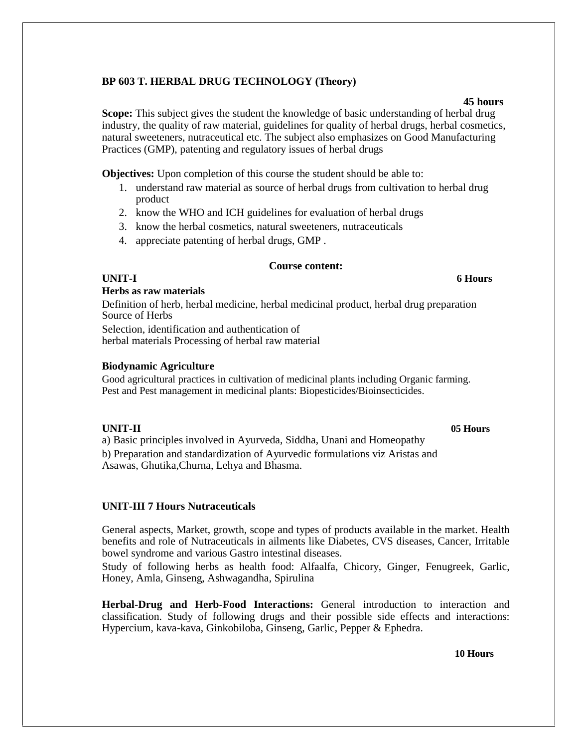## BP 603 T. HERBAL DRUG TECHNOLOGY (Theory)

**45 hours**

**Scope:** This subject gives the student the knowledge of basic understanding of herbal drug industry, the quality of raw material, guidelines for quality of herbal drugs, herbal cosmetics, natural sweeteners, nutraceutical etc. The subject also emphasizes on Good Manufacturing Practices (GMP), patenting and regulatory issues of herbal drugs

**Objectives:** Upon completion of this course the student should be able to:

1. understand raw material as source of herbal drugs from cultivation to herbal drug product
2. know the WHO and ICH guidelines for evaluation of herbal drugs
3. know the herbal cosmetics, natural sweeteners, nutraceuticals
4. appreciate patenting of herbal drugs, GMP .

**Course content:**

### UNIT-I — 6 Hours

**Herbs as raw materials**

Definition of herb, herbal medicine, herbal medicinal product, herbal drug preparation
Source of Herbs

Selection, identification and authentication of herbal materials Processing of herbal raw material

**Biodynamic Agriculture**

Good agricultural practices in cultivation of medicinal plants including Organic farming.
Pest and Pest management in medicinal plants: Biopesticides/Bioinsecticides.

### UNIT-II — 05 Hours

a) Basic principles involved in Ayurveda, Siddha, Unani and Homeopathy

b) Preparation and standardization of Ayurvedic formulations viz Aristas and Asawas, Ghutika,Churna, Lehya and Bhasma.

### UNIT-III 7 Hours Nutraceuticals

General aspects, Market, growth, scope and types of products available in the market. Health benefits and role of Nutraceuticals in ailments like Diabetes, CVS diseases, Cancer, Irritable bowel syndrome and various Gastro intestinal diseases.

Study of following herbs as health food: Alfaalfa, Chicory, Ginger, Fenugreek, Garlic, Honey, Amla, Ginseng, Ashwagandha, Spirulina

**Herbal-Drug and Herb-Food Interactions:** General introduction to interaction and classification. Study of following drugs and their possible side effects and interactions: Hypercium, kava-kava, Ginkobiloba, Ginseng, Garlic, Pepper & Ephedra.

**10 Hours**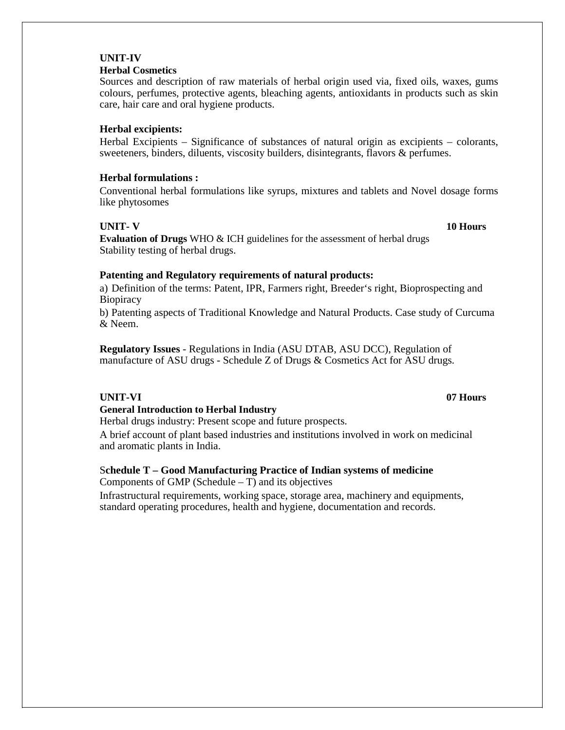**UNIT-IV**

**Herbal Cosmetics**

Sources and description of raw materials of herbal origin used via, fixed oils, waxes, gums colours, perfumes, protective agents, bleaching agents, antioxidants in products such as skin care, hair care and oral hygiene products.

**Herbal excipients:**

Herbal Excipients – Significance of substances of natural origin as excipients – colorants, sweeteners, binders, diluents, viscosity builders, disintegrants, flavors & perfumes.

**Herbal formulations :**

Conventional herbal formulations like syrups, mixtures and tablets and Novel dosage forms like phytosomes

**UNIT- V** **10 Hours**

**Evaluation of Drugs** WHO & ICH guidelines for the assessment of herbal drugs
Stability testing of herbal drugs.

**Patenting and Regulatory requirements of natural products:**

a) Definition of the terms: Patent, IPR, Farmers right, Breeder's right, Bioprospecting and Biopiracy

b) Patenting aspects of Traditional Knowledge and Natural Products. Case study of Curcuma & Neem.

**Regulatory Issues** - Regulations in India (ASU DTAB, ASU DCC), Regulation of manufacture of ASU drugs - Schedule Z of Drugs & Cosmetics Act for ASU drugs.

**UNIT-VI** **07 Hours**

**General Introduction to Herbal Industry**

Herbal drugs industry: Present scope and future prospects.

A brief account of plant based industries and institutions involved in work on medicinal and aromatic plants in India.

**Schedule T – Good Manufacturing Practice of Indian systems of medicine**

Components of GMP (Schedule – T) and its objectives

Infrastructural requirements, working space, storage area, machinery and equipments, standard operating procedures, health and hygiene, documentation and records.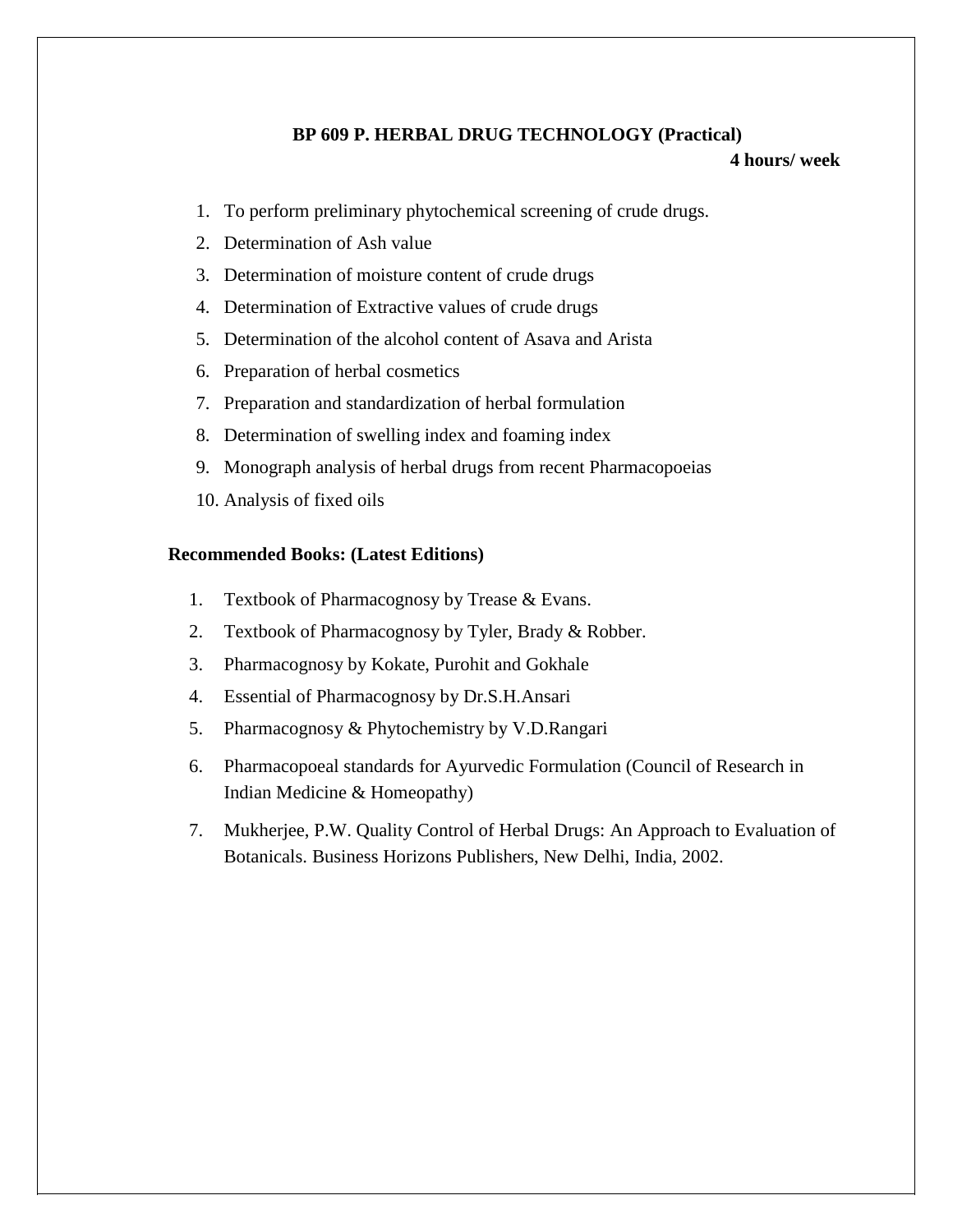## BP 609 P. HERBAL DRUG TECHNOLOGY (Practical)

**4 hours/ week**

1. To perform preliminary phytochemical screening of crude drugs.
2. Determination of Ash value
3. Determination of moisture content of crude drugs
4. Determination of Extractive values of crude drugs
5. Determination of the alcohol content of Asava and Arista
6. Preparation of herbal cosmetics
7. Preparation and standardization of herbal formulation
8. Determination of swelling index and foaming index
9. Monograph analysis of herbal drugs from recent Pharmacopoeias
10. Analysis of fixed oils

**Recommended Books: (Latest Editions)**

1. Textbook of Pharmacognosy by Trease & Evans.
2. Textbook of Pharmacognosy by Tyler, Brady & Robber.
3. Pharmacognosy by Kokate, Purohit and Gokhale
4. Essential of Pharmacognosy by Dr.S.H.Ansari
5. Pharmacognosy & Phytochemistry by V.D.Rangari
6. Pharmacopoeal standards for Ayurvedic Formulation (Council of Research in Indian Medicine & Homeopathy)
7. Mukherjee, P.W. Quality Control of Herbal Drugs: An Approach to Evaluation of Botanicals. Business Horizons Publishers, New Delhi, India, 2002.